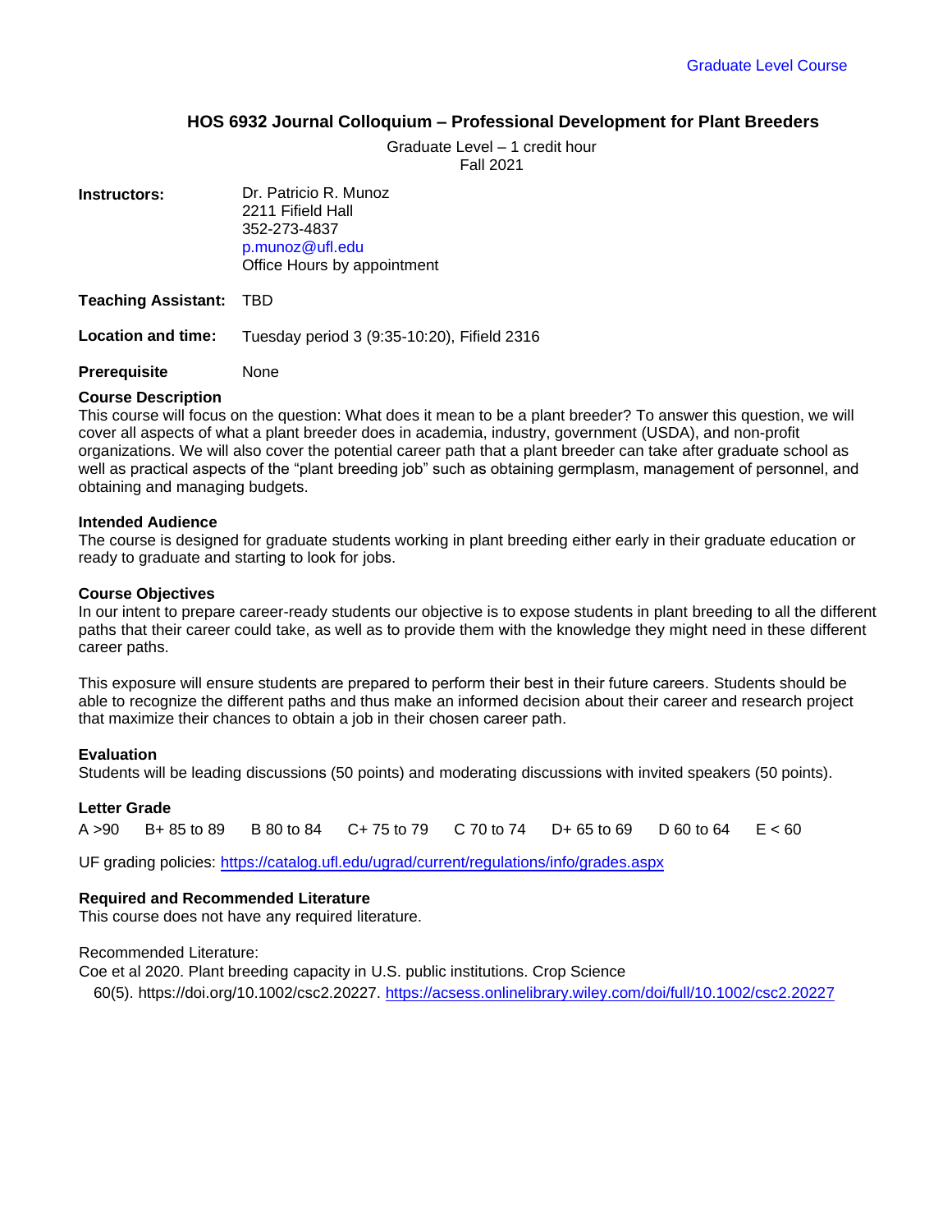Graduate Level Course

# HOS 6932 Journal Colloquium – Professional Development for Plant Breeders

Graduate Level – 1 credit hour
Fall 2021

**Instructors:** Dr. Patricio R. Munoz
2211 Fifield Hall
352-273-4837
p.munoz@ufl.edu
Office Hours by appointment

**Teaching Assistant:** TBD

**Location and time:** Tuesday period 3 (9:35-10:20), Fifield 2316

**Prerequisite** None

### Course Description

This course will focus on the question: What does it mean to be a plant breeder? To answer this question, we will cover all aspects of what a plant breeder does in academia, industry, government (USDA), and non-profit organizations. We will also cover the potential career path that a plant breeder can take after graduate school as well as practical aspects of the "plant breeding job" such as obtaining germplasm, management of personnel, and obtaining and managing budgets.

### Intended Audience

The course is designed for graduate students working in plant breeding either early in their graduate education or ready to graduate and starting to look for jobs.

### Course Objectives

In our intent to prepare career-ready students our objective is to expose students in plant breeding to all the different paths that their career could take, as well as to provide them with the knowledge they might need in these different career paths.

This exposure will ensure students are prepared to perform their best in their future careers. Students should be able to recognize the different paths and thus make an informed decision about their career and research project that maximize their chances to obtain a job in their chosen career path.

### Evaluation

Students will be leading discussions (50 points) and moderating discussions with invited speakers (50 points).

### Letter Grade

A >90 B+ 85 to 89 B 80 to 84 C+ 75 to 79 C 70 to 74 D+ 65 to 69 D 60 to 64 E < 60

UF grading policies: https://catalog.ufl.edu/ugrad/current/regulations/info/grades.aspx

### Required and Recommended Literature

This course does not have any required literature.

Recommended Literature:
Coe et al 2020. Plant breeding capacity in U.S. public institutions. Crop Science 60(5). https://doi.org/10.1002/csc2.20227. https://acsess.onlinelibrary.wiley.com/doi/full/10.1002/csc2.20227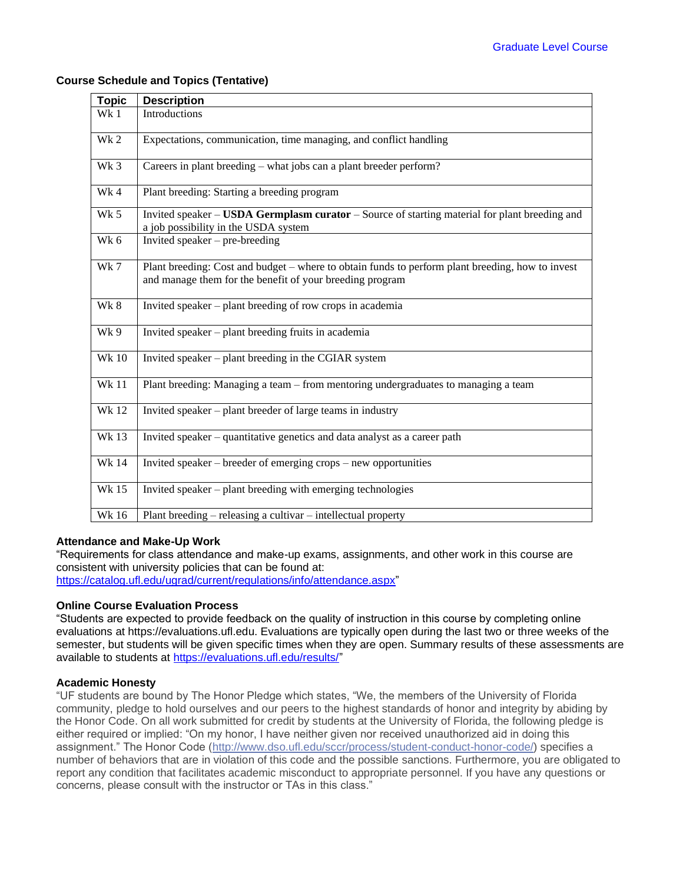Graduate Level Course

**Course Schedule and Topics (Tentative)**

| Topic | Description |
|---|---|
| Wk 1 | Introductions |
| Wk 2 | Expectations, communication, time managing, and conflict handling |
| Wk 3 | Careers in plant breeding – what jobs can a plant breeder perform? |
| Wk 4 | Plant breeding: Starting a breeding program |
| Wk 5 | Invited speaker – **USDA Germplasm curator** – Source of starting material for plant breeding and a job possibility in the USDA system |
| Wk 6 | Invited speaker – pre-breeding |
| Wk 7 | Plant breeding: Cost and budget – where to obtain funds to perform plant breeding, how to invest and manage them for the benefit of your breeding program |
| Wk 8 | Invited speaker – plant breeding of row crops in academia |
| Wk 9 | Invited speaker – plant breeding fruits in academia |
| Wk 10 | Invited speaker – plant breeding in the CGIAR system |
| Wk 11 | Plant breeding: Managing a team – from mentoring undergraduates to managing a team |
| Wk 12 | Invited speaker – plant breeder of large teams in industry |
| Wk 13 | Invited speaker – quantitative genetics and data analyst as a career path |
| Wk 14 | Invited speaker – breeder of emerging crops – new opportunities |
| Wk 15 | Invited speaker – plant breeding with emerging technologies |
| Wk 16 | Plant breeding – releasing a cultivar – intellectual property |

**Attendance and Make-Up Work**

"Requirements for class attendance and make-up exams, assignments, and other work in this course are consistent with university policies that can be found at: https://catalog.ufl.edu/ugrad/current/regulations/info/attendance.aspx"

**Online Course Evaluation Process**

"Students are expected to provide feedback on the quality of instruction in this course by completing online evaluations at https://evaluations.ufl.edu. Evaluations are typically open during the last two or three weeks of the semester, but students will be given specific times when they are open. Summary results of these assessments are available to students at https://evaluations.ufl.edu/results/"

**Academic Honesty**

"UF students are bound by The Honor Pledge which states, "We, the members of the University of Florida community, pledge to hold ourselves and our peers to the highest standards of honor and integrity by abiding by the Honor Code. On all work submitted for credit by students at the University of Florida, the following pledge is either required or implied: "On my honor, I have neither given nor received unauthorized aid in doing this assignment." The Honor Code (http://www.dso.ufl.edu/sccr/process/student-conduct-honor-code/) specifies a number of behaviors that are in violation of this code and the possible sanctions. Furthermore, you are obligated to report any condition that facilitates academic misconduct to appropriate personnel. If you have any questions or concerns, please consult with the instructor or TAs in this class."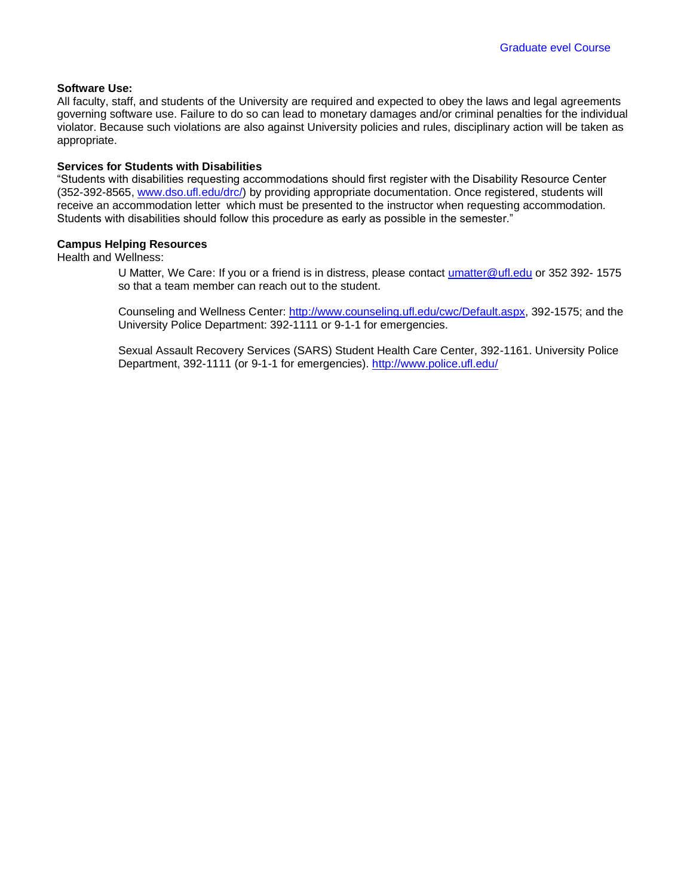**Software Use:**

All faculty, staff, and students of the University are required and expected to obey the laws and legal agreements governing software use. Failure to do so can lead to monetary damages and/or criminal penalties for the individual violator. Because such violations are also against University policies and rules, disciplinary action will be taken as appropriate.

**Services for Students with Disabilities**

"Students with disabilities requesting accommodations should first register with the Disability Resource Center (352-392-8565, www.dso.ufl.edu/drc/) by providing appropriate documentation. Once registered, students will receive an accommodation letter which must be presented to the instructor when requesting accommodation. Students with disabilities should follow this procedure as early as possible in the semester."

**Campus Helping Resources**

Health and Wellness:

> U Matter, We Care: If you or a friend is in distress, please contact umatter@ufl.edu or 352 392- 1575 so that a team member can reach out to the student.
>
> Counseling and Wellness Center: http://www.counseling.ufl.edu/cwc/Default.aspx, 392-1575; and the University Police Department: 392-1111 or 9-1-1 for emergencies.
>
> Sexual Assault Recovery Services (SARS) Student Health Care Center, 392-1161. University Police Department, 392-1111 (or 9-1-1 for emergencies). http://www.police.ufl.edu/